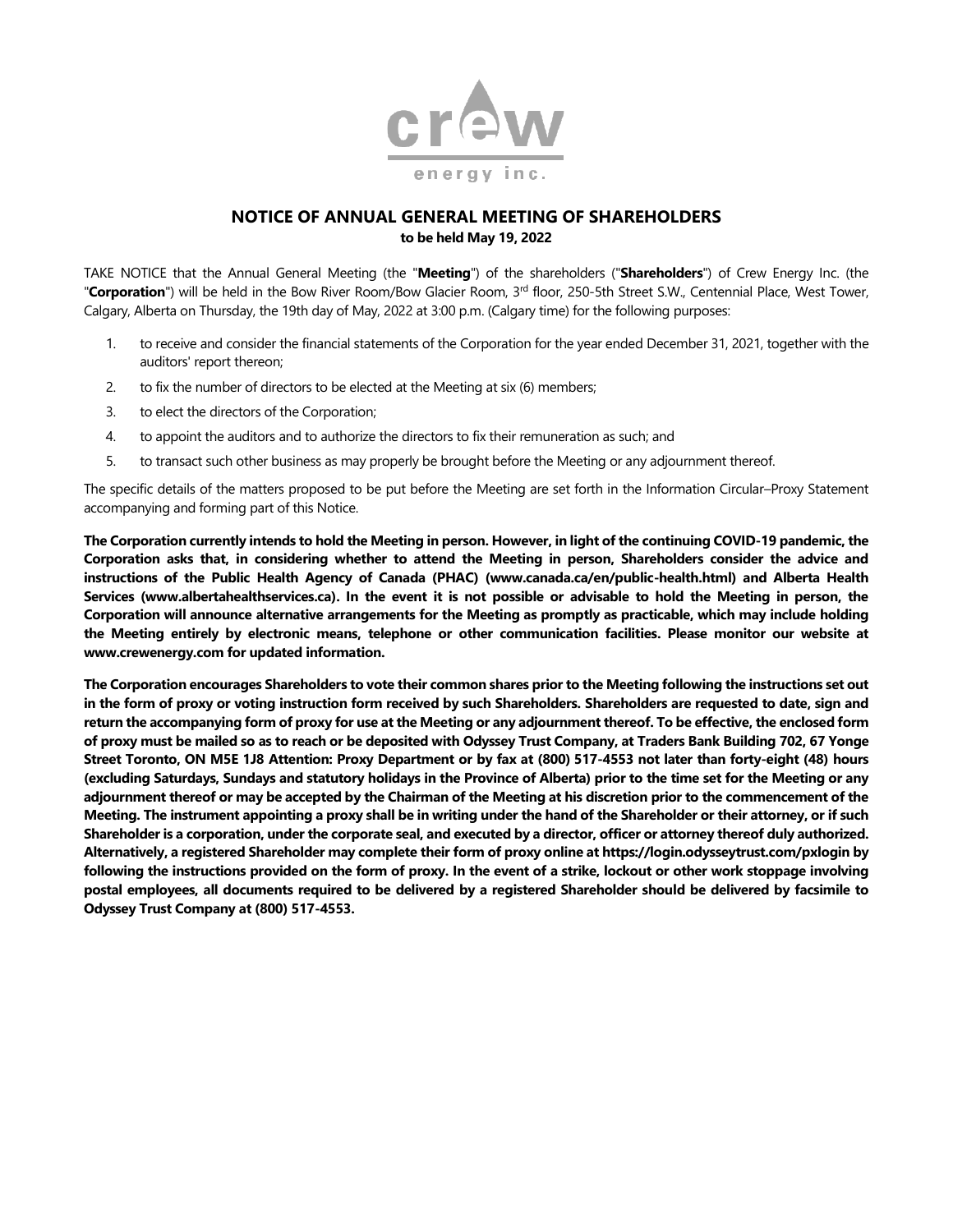crew energy inc.

# NOTICE OF ANNUAL GENERAL MEETING OF SHAREHOLDERS

**to be held May 19, 2022**

TAKE NOTICE that the Annual General Meeting (the "**Meeting**") of the shareholders ("**Shareholders**") of Crew Energy Inc. (the "**Corporation**") will be held in the Bow River Room/Bow Glacier Room, 3rd floor, 250-5th Street S.W., Centennial Place, West Tower, Calgary, Alberta on Thursday, the 19th day of May, 2022 at 3:00 p.m. (Calgary time) for the following purposes:

1. to receive and consider the financial statements of the Corporation for the year ended December 31, 2021, together with the auditors' report thereon;
2. to fix the number of directors to be elected at the Meeting at six (6) members;
3. to elect the directors of the Corporation;
4. to appoint the auditors and to authorize the directors to fix their remuneration as such; and
5. to transact such other business as may properly be brought before the Meeting or any adjournment thereof.

The specific details of the matters proposed to be put before the Meeting are set forth in the Information Circular–Proxy Statement accompanying and forming part of this Notice.

**The Corporation currently intends to hold the Meeting in person. However, in light of the continuing COVID-19 pandemic, the Corporation asks that, in considering whether to attend the Meeting in person, Shareholders consider the advice and instructions of the Public Health Agency of Canada (PHAC) (www.canada.ca/en/public-health.html) and Alberta Health Services (www.albertahealthservices.ca). In the event it is not possible or advisable to hold the Meeting in person, the Corporation will announce alternative arrangements for the Meeting as promptly as practicable, which may include holding the Meeting entirely by electronic means, telephone or other communication facilities. Please monitor our website at www.crewenergy.com for updated information.**

**The Corporation encourages Shareholders to vote their common shares prior to the Meeting following the instructions set out in the form of proxy or voting instruction form received by such Shareholders. Shareholders are requested to date, sign and return the accompanying form of proxy for use at the Meeting or any adjournment thereof. To be effective, the enclosed form of proxy must be mailed so as to reach or be deposited with Odyssey Trust Company, at Traders Bank Building 702, 67 Yonge Street Toronto, ON M5E 1J8 Attention: Proxy Department or by fax at (800) 517-4553 not later than forty-eight (48) hours (excluding Saturdays, Sundays and statutory holidays in the Province of Alberta) prior to the time set for the Meeting or any adjournment thereof or may be accepted by the Chairman of the Meeting at his discretion prior to the commencement of the Meeting. The instrument appointing a proxy shall be in writing under the hand of the Shareholder or their attorney, or if such Shareholder is a corporation, under the corporate seal, and executed by a director, officer or attorney thereof duly authorized. Alternatively, a registered Shareholder may complete their form of proxy online at https://login.odysseytrust.com/pxlogin by following the instructions provided on the form of proxy. In the event of a strike, lockout or other work stoppage involving postal employees, all documents required to be delivered by a registered Shareholder should be delivered by facsimile to Odyssey Trust Company at (800) 517-4553.**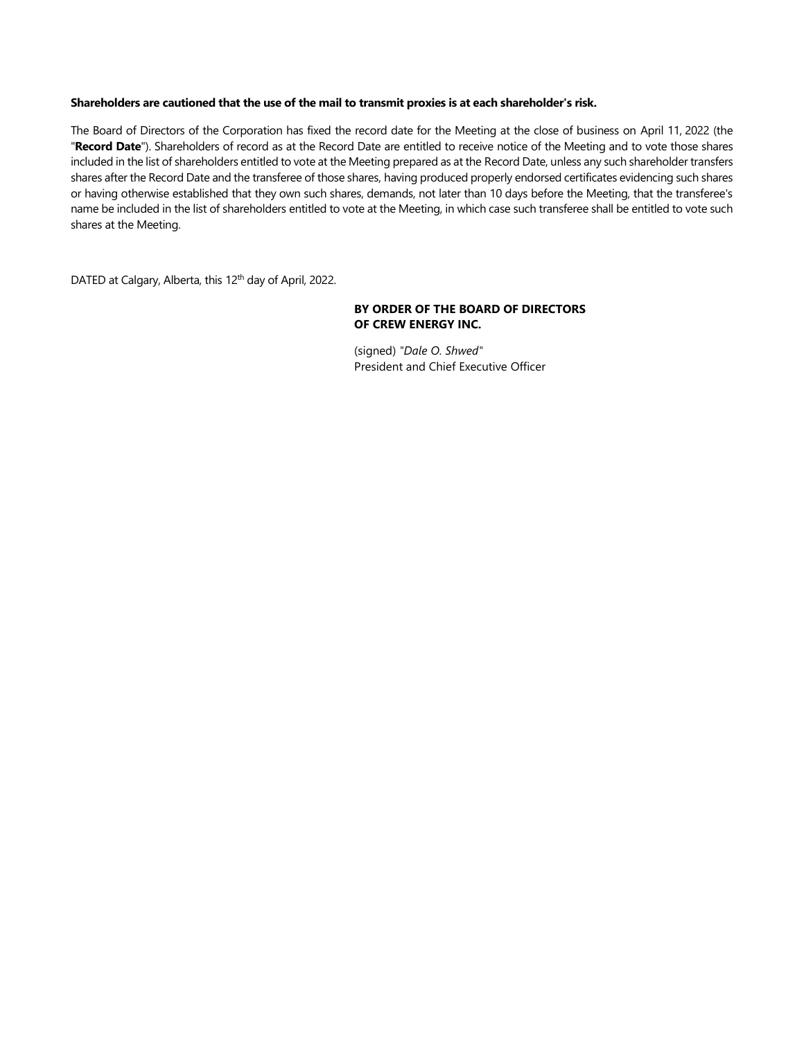**Shareholders are cautioned that the use of the mail to transmit proxies is at each shareholder's risk.**

The Board of Directors of the Corporation has fixed the record date for the Meeting at the close of business on April 11, 2022 (the "**Record Date**"). Shareholders of record as at the Record Date are entitled to receive notice of the Meeting and to vote those shares included in the list of shareholders entitled to vote at the Meeting prepared as at the Record Date, unless any such shareholder transfers shares after the Record Date and the transferee of those shares, having produced properly endorsed certificates evidencing such shares or having otherwise established that they own such shares, demands, not later than 10 days before the Meeting, that the transferee's name be included in the list of shareholders entitled to vote at the Meeting, in which case such transferee shall be entitled to vote such shares at the Meeting.

DATED at Calgary, Alberta, this 12th day of April, 2022.

**BY ORDER OF THE BOARD OF DIRECTORS OF CREW ENERGY INC.**

(signed) "*Dale O. Shwed*"
President and Chief Executive Officer